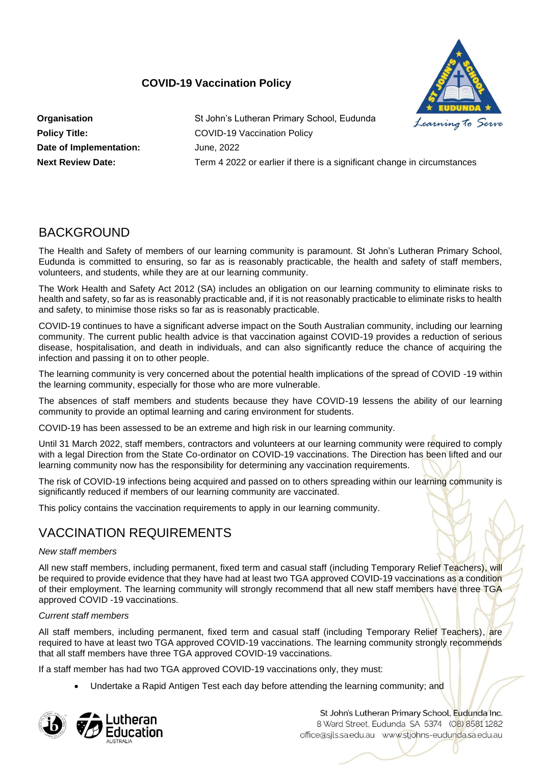# COVID-19 Vaccination Policy

| | |
|---|---|
| **Organisation** | St John's Lutheran Primary School, Eudunda |
| **Policy Title:** | COVID-19 Vaccination Policy |
| **Date of Implementation:** | June, 2022 |
| **Next Review Date:** | Term 4 2022 or earlier if there is a significant change in circumstances |

## BACKGROUND

The Health and Safety of members of our learning community is paramount. St John's Lutheran Primary School, Eudunda is committed to ensuring, so far as is reasonably practicable, the health and safety of staff members, volunteers, and students, while they are at our learning community.

The Work Health and Safety Act 2012 (SA) includes an obligation on our learning community to eliminate risks to health and safety, so far as is reasonably practicable and, if it is not reasonably practicable to eliminate risks to health and safety, to minimise those risks so far as is reasonably practicable.

COVID-19 continues to have a significant adverse impact on the South Australian community, including our learning community. The current public health advice is that vaccination against COVID-19 provides a reduction of serious disease, hospitalisation, and death in individuals, and can also significantly reduce the chance of acquiring the infection and passing it on to other people.

The learning community is very concerned about the potential health implications of the spread of COVID -19 within the learning community, especially for those who are more vulnerable.

The absences of staff members and students because they have COVID-19 lessens the ability of our learning community to provide an optimal learning and caring environment for students.

COVID-19 has been assessed to be an extreme and high risk in our learning community.

Until 31 March 2022, staff members, contractors and volunteers at our learning community were required to comply with a legal Direction from the State Co-ordinator on COVID-19 vaccinations. The Direction has been lifted and our learning community now has the responsibility for determining any vaccination requirements.

The risk of COVID-19 infections being acquired and passed on to others spreading within our learning community is significantly reduced if members of our learning community are vaccinated.

This policy contains the vaccination requirements to apply in our learning community.

## VACCINATION REQUIREMENTS

*New staff members*

All new staff members, including permanent, fixed term and casual staff (including Temporary Relief Teachers), will be required to provide evidence that they have had at least two TGA approved COVID-19 vaccinations as a condition of their employment. The learning community will strongly recommend that all new staff members have three TGA approved COVID -19 vaccinations.

*Current staff members*

All staff members, including permanent, fixed term and casual staff (including Temporary Relief Teachers), are required to have at least two TGA approved COVID-19 vaccinations. The learning community strongly recommends that all staff members have three TGA approved COVID-19 vaccinations.

If a staff member has had two TGA approved COVID-19 vaccinations only, they must:

- Undertake a Rapid Antigen Test each day before attending the learning community; and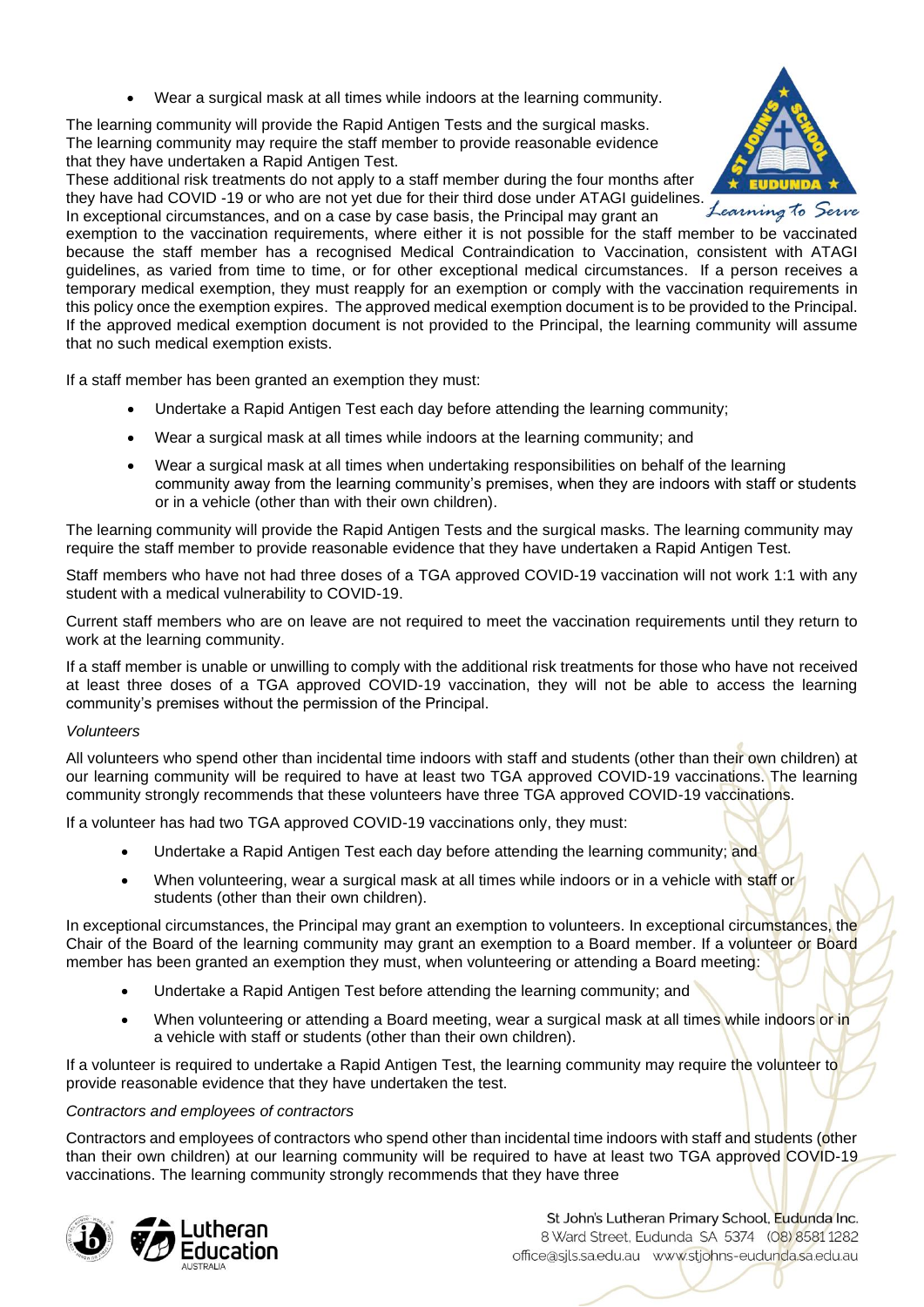- Wear a surgical mask at all times while indoors at the learning community.

The learning community will provide the Rapid Antigen Tests and the surgical masks. The learning community may require the staff member to provide reasonable evidence that they have undertaken a Rapid Antigen Test.

These additional risk treatments do not apply to a staff member during the four months after they have had COVID -19 or who are not yet due for their third dose under ATAGI guidelines.

In exceptional circumstances, and on a case by case basis, the Principal may grant an exemption to the vaccination requirements, where either it is not possible for the staff member to be vaccinated because the staff member has a recognised Medical Contraindication to Vaccination, consistent with ATAGI guidelines, as varied from time to time, or for other exceptional medical circumstances. If a person receives a temporary medical exemption, they must reapply for an exemption or comply with the vaccination requirements in this policy once the exemption expires. The approved medical exemption document is to be provided to the Principal. If the approved medical exemption document is not provided to the Principal, the learning community will assume that no such medical exemption exists.

If a staff member has been granted an exemption they must:

- Undertake a Rapid Antigen Test each day before attending the learning community;
- Wear a surgical mask at all times while indoors at the learning community; and
- Wear a surgical mask at all times when undertaking responsibilities on behalf of the learning community away from the learning community's premises, when they are indoors with staff or students or in a vehicle (other than with their own children).

The learning community will provide the Rapid Antigen Tests and the surgical masks. The learning community may require the staff member to provide reasonable evidence that they have undertaken a Rapid Antigen Test.

Staff members who have not had three doses of a TGA approved COVID-19 vaccination will not work 1:1 with any student with a medical vulnerability to COVID-19.

Current staff members who are on leave are not required to meet the vaccination requirements until they return to work at the learning community.

If a staff member is unable or unwilling to comply with the additional risk treatments for those who have not received at least three doses of a TGA approved COVID-19 vaccination, they will not be able to access the learning community's premises without the permission of the Principal.

*Volunteers*

All volunteers who spend other than incidental time indoors with staff and students (other than their own children) at our learning community will be required to have at least two TGA approved COVID-19 vaccinations. The learning community strongly recommends that these volunteers have three TGA approved COVID-19 vaccinations.

If a volunteer has had two TGA approved COVID-19 vaccinations only, they must:

- Undertake a Rapid Antigen Test each day before attending the learning community; and
- When volunteering, wear a surgical mask at all times while indoors or in a vehicle with staff or students (other than their own children).

In exceptional circumstances, the Principal may grant an exemption to volunteers. In exceptional circumstances, the Chair of the Board of the learning community may grant an exemption to a Board member. If a volunteer or Board member has been granted an exemption they must, when volunteering or attending a Board meeting:

- Undertake a Rapid Antigen Test before attending the learning community; and
- When volunteering or attending a Board meeting, wear a surgical mask at all times while indoors or in a vehicle with staff or students (other than their own children).

If a volunteer is required to undertake a Rapid Antigen Test, the learning community may require the volunteer to provide reasonable evidence that they have undertaken the test.

*Contractors and employees of contractors*

Contractors and employees of contractors who spend other than incidental time indoors with staff and students (other than their own children) at our learning community will be required to have at least two TGA approved COVID-19 vaccinations. The learning community strongly recommends that they have three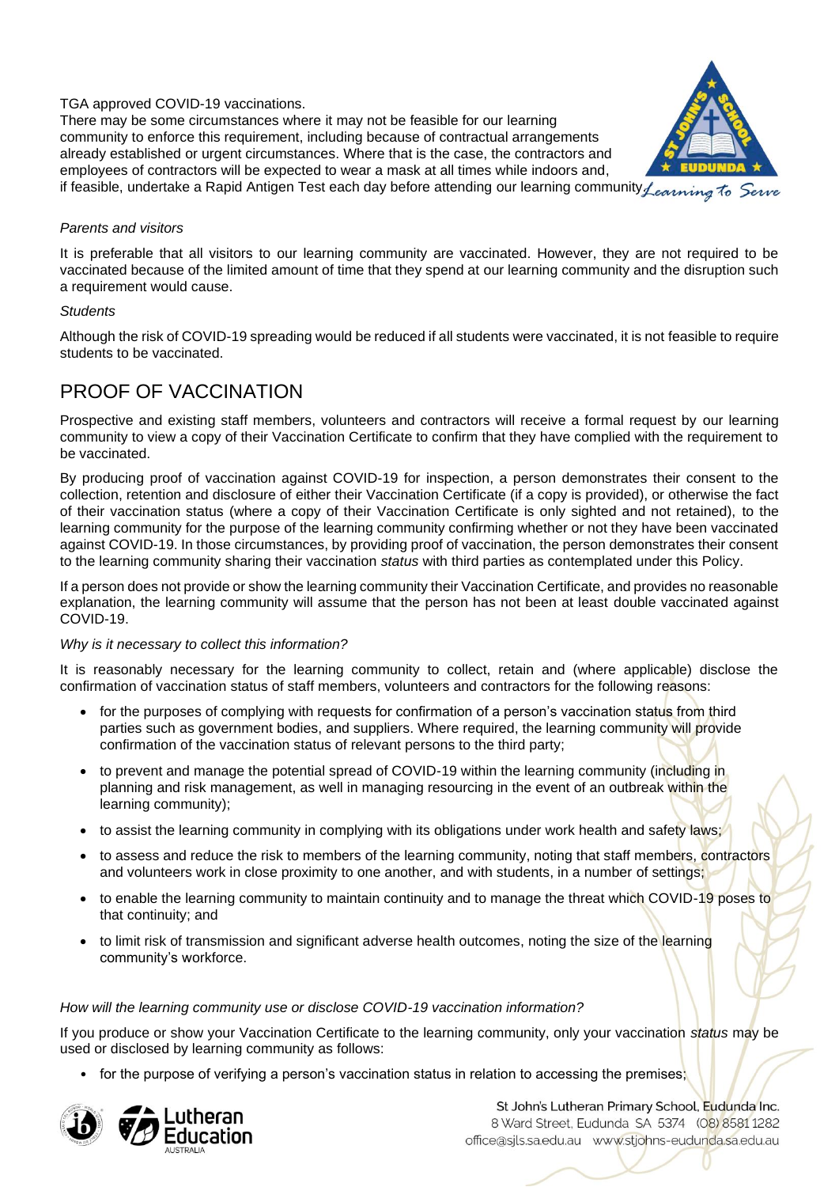TGA approved COVID-19 vaccinations.

There may be some circumstances where it may not be feasible for our learning community to enforce this requirement, including because of contractual arrangements already established or urgent circumstances. Where that is the case, the contractors and employees of contractors will be expected to wear a mask at all times while indoors and, if feasible, undertake a Rapid Antigen Test each day before attending our learning community.

*Parents and visitors*

It is preferable that all visitors to our learning community are vaccinated. However, they are not required to be vaccinated because of the limited amount of time that they spend at our learning community and the disruption such a requirement would cause.

*Students*

Although the risk of COVID-19 spreading would be reduced if all students were vaccinated, it is not feasible to require students to be vaccinated.

## PROOF OF VACCINATION

Prospective and existing staff members, volunteers and contractors will receive a formal request by our learning community to view a copy of their Vaccination Certificate to confirm that they have complied with the requirement to be vaccinated.

By producing proof of vaccination against COVID-19 for inspection, a person demonstrates their consent to the collection, retention and disclosure of either their Vaccination Certificate (if a copy is provided), or otherwise the fact of their vaccination status (where a copy of their Vaccination Certificate is only sighted and not retained), to the learning community for the purpose of the learning community confirming whether or not they have been vaccinated against COVID-19. In those circumstances, by providing proof of vaccination, the person demonstrates their consent to the learning community sharing their vaccination *status* with third parties as contemplated under this Policy.

If a person does not provide or show the learning community their Vaccination Certificate, and provides no reasonable explanation, the learning community will assume that the person has not been at least double vaccinated against COVID-19.

*Why is it necessary to collect this information?*

It is reasonably necessary for the learning community to collect, retain and (where applicable) disclose the confirmation of vaccination status of staff members, volunteers and contractors for the following reasons:

- for the purposes of complying with requests for confirmation of a person's vaccination status from third parties such as government bodies, and suppliers. Where required, the learning community will provide confirmation of the vaccination status of relevant persons to the third party;
- to prevent and manage the potential spread of COVID-19 within the learning community (including in planning and risk management, as well in managing resourcing in the event of an outbreak within the learning community);
- to assist the learning community in complying with its obligations under work health and safety laws;
- to assess and reduce the risk to members of the learning community, noting that staff members, contractors and volunteers work in close proximity to one another, and with students, in a number of settings;
- to enable the learning community to maintain continuity and to manage the threat which COVID-19 poses to that continuity; and
- to limit risk of transmission and significant adverse health outcomes, noting the size of the learning community's workforce.

*How will the learning community use or disclose COVID-19 vaccination information?*

If you produce or show your Vaccination Certificate to the learning community, only your vaccination *status* may be used or disclosed by learning community as follows:

- for the purpose of verifying a person's vaccination status in relation to accessing the premises;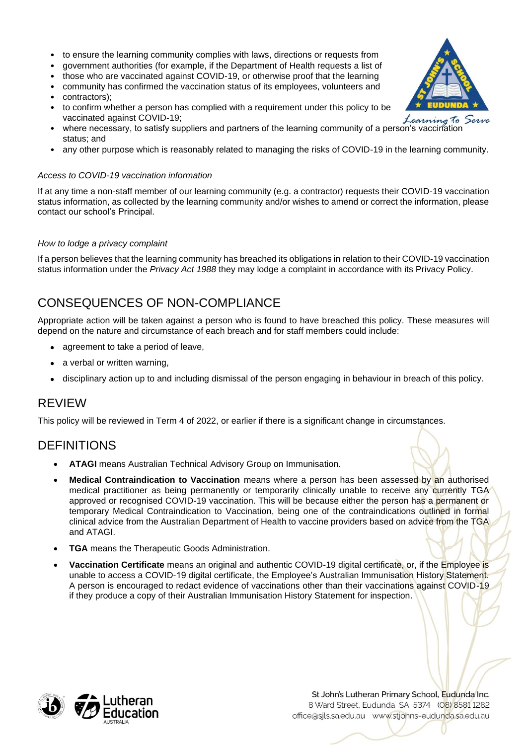- to ensure the learning community complies with laws, directions or requests from
- government authorities (for example, if the Department of Health requests a list of
- those who are vaccinated against COVID-19, or otherwise proof that the learning
- community has confirmed the vaccination status of its employees, volunteers and
- contractors);
- to confirm whether a person has complied with a requirement under this policy to be vaccinated against COVID-19;
- where necessary, to satisfy suppliers and partners of the learning community of a person's vaccination status; and
- any other purpose which is reasonably related to managing the risks of COVID-19 in the learning community.

*Access to COVID-19 vaccination information*

If at any time a non-staff member of our learning community (e.g. a contractor) requests their COVID-19 vaccination status information, as collected by the learning community and/or wishes to amend or correct the information, please contact our school's Principal.

*How to lodge a privacy complaint*

If a person believes that the learning community has breached its obligations in relation to their COVID-19 vaccination status information under the *Privacy Act 1988* they may lodge a complaint in accordance with its Privacy Policy.

## CONSEQUENCES OF NON-COMPLIANCE

Appropriate action will be taken against a person who is found to have breached this policy. These measures will depend on the nature and circumstance of each breach and for staff members could include:

- agreement to take a period of leave,
- a verbal or written warning,
- disciplinary action up to and including dismissal of the person engaging in behaviour in breach of this policy.

## REVIEW

This policy will be reviewed in Term 4 of 2022, or earlier if there is a significant change in circumstances.

## DEFINITIONS

- **ATAGI** means Australian Technical Advisory Group on Immunisation.
- **Medical Contraindication to Vaccination** means where a person has been assessed by an authorised medical practitioner as being permanently or temporarily clinically unable to receive any currently TGA approved or recognised COVID-19 vaccination. This will be because either the person has a permanent or temporary Medical Contraindication to Vaccination, being one of the contraindications outlined in formal clinical advice from the Australian Department of Health to vaccine providers based on advice from the TGA and ATAGI.
- **TGA** means the Therapeutic Goods Administration.
- **Vaccination Certificate** means an original and authentic COVID-19 digital certificate, or, if the Employee is unable to access a COVID-19 digital certificate, the Employee's Australian Immunisation History Statement. A person is encouraged to redact evidence of vaccinations other than their vaccinations against COVID-19 if they produce a copy of their Australian Immunisation History Statement for inspection.